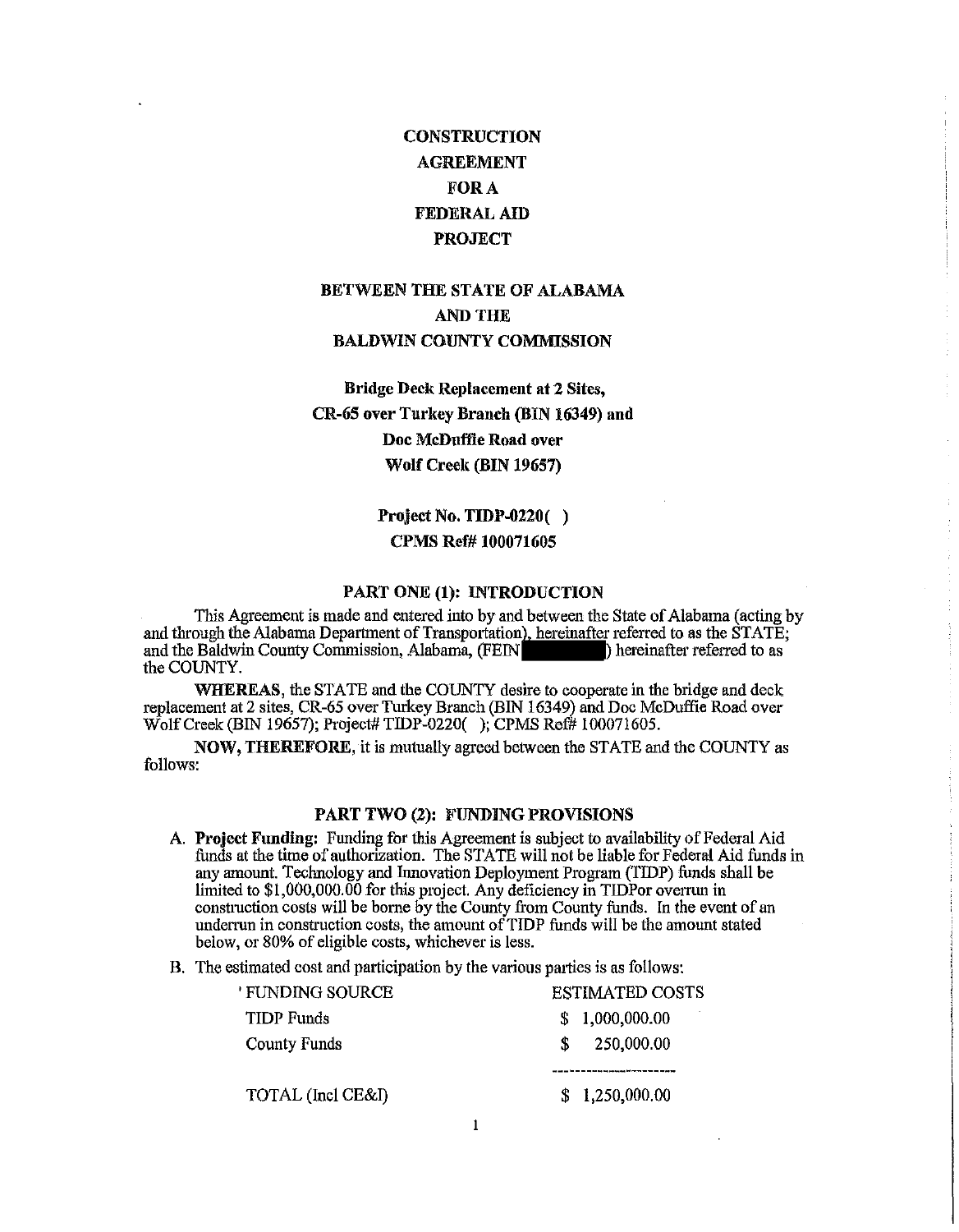**CONSTRUCTION AGREEMENT FOR A FEDERAL AID PROJECT**

**BETWEEN THE STATE OF ALABAMA AND THE BALDWIN COUNTY COMMISSION**

**Bridge Deck Replacement at 2 Sites, CR-65 over Turkey Branch (BIN 16349) and Doc McDuffie Road over Wolf Creek (BIN 19657)**

**Project No. TIDP-0220( )**
**CPMS Ref# 100071605**

## PART ONE (1): INTRODUCTION

This Agreement is made and entered into by and between the State of Alabama (acting by and through the Alabama Department of Transportation), hereinafter referred to as the STATE; and the Baldwin County Commission, Alabama, (FEIN ) hereinafter referred to as the COUNTY.

**WHEREAS**, the STATE and the COUNTY desire to cooperate in the bridge and deck replacement at 2 sites, CR-65 over Turkey Branch (BIN 16349) and Doc McDuffie Road over Wolf Creek (BIN 19657); Project# TIDP-0220( ); CPMS Ref# 100071605.

**NOW, THEREFORE**, it is mutually agreed between the STATE and the COUNTY as follows:

## PART TWO (2): FUNDING PROVISIONS

A. **Project Funding:** Funding for this Agreement is subject to availability of Federal Aid funds at the time of authorization. The STATE will not be liable for Federal Aid funds in any amount. Technology and Innovation Deployment Program (TIDP) funds shall be limited to $1,000,000.00 for this project. Any deficiency in TIDPor overrun in construction costs will be borne by the County from County funds. In the event of an underrun in construction costs, the amount of TIDP funds will be the amount stated below, or 80% of eligible costs, whichever is less.

B. The estimated cost and participation by the various parties is as follows:

| FUNDING SOURCE | ESTIMATED COSTS |
|---|---|
| TIDP Funds | $ 1,000,000.00 |
| County Funds | $ 250,000.00 |
| TOTAL (Incl CE&I) | $ 1,250,000.00 |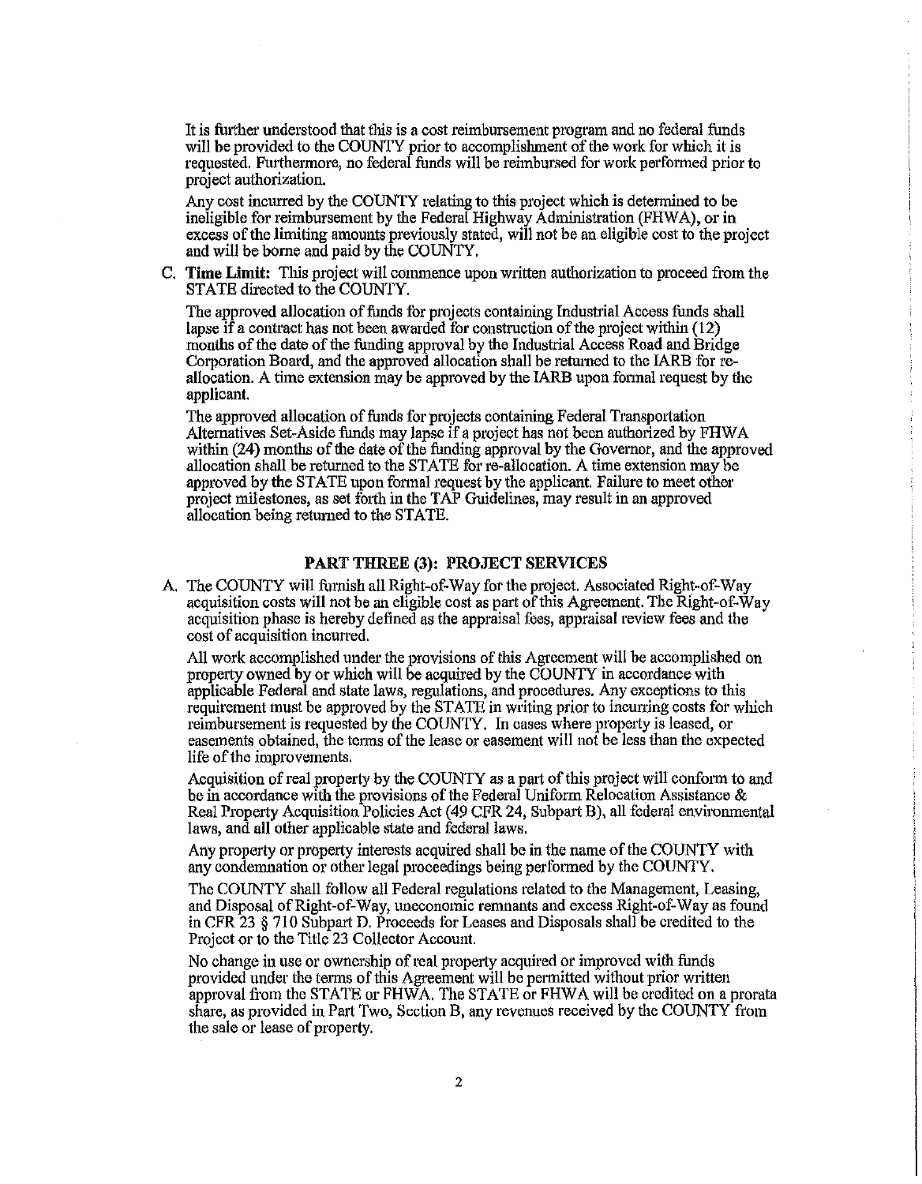It is further understood that this is a cost reimbursement program and no federal funds will be provided to the COUNTY prior to accomplishment of the work for which it is requested. Furthermore, no federal funds will be reimbursed for work performed prior to project authorization.

Any cost incurred by the COUNTY relating to this project which is determined to be ineligible for reimbursement by the Federal Highway Administration (FHWA), or in excess of the limiting amounts previously stated, will not be an eligible cost to the project and will be borne and paid by the COUNTY.

C. **Time Limit:** This project will commence upon written authorization to proceed from the STATE directed to the COUNTY.

The approved allocation of funds for projects containing Industrial Access funds shall lapse if a contract has not been awarded for construction of the project within (12) months of the date of the funding approval by the Industrial Access Road and Bridge Corporation Board, and the approved allocation shall be returned to the IARB for re-allocation. A time extension may be approved by the IARB upon formal request by the applicant.

The approved allocation of funds for projects containing Federal Transportation Alternatives Set-Aside funds may lapse if a project has not been authorized by FHWA within (24) months of the date of the funding approval by the Governor, and the approved allocation shall be returned to the STATE for re-allocation. A time extension may be approved by the STATE upon formal request by the applicant. Failure to meet other project milestones, as set forth in the TAP Guidelines, may result in an approved allocation being returned to the STATE.

## PART THREE (3): PROJECT SERVICES

A. The COUNTY will furnish all Right-of-Way for the project. Associated Right-of-Way acquisition costs will not be an eligible cost as part of this Agreement. The Right-of-Way acquisition phase is hereby defined as the appraisal fees, appraisal review fees and the cost of acquisition incurred.

All work accomplished under the provisions of this Agreement will be accomplished on property owned by or which will be acquired by the COUNTY in accordance with applicable Federal and state laws, regulations, and procedures. Any exceptions to this requirement must be approved by the STATE in writing prior to incurring costs for which reimbursement is requested by the COUNTY. In cases where property is leased, or easements obtained, the terms of the lease or easement will not be less than the expected life of the improvements.

Acquisition of real property by the COUNTY as a part of this project will conform to and be in accordance with the provisions of the Federal Uniform Relocation Assistance & Real Property Acquisition Policies Act (49 CFR 24, Subpart B), all federal environmental laws, and all other applicable state and federal laws.

Any property or property interests acquired shall be in the name of the COUNTY with any condemnation or other legal proceedings being performed by the COUNTY.

The COUNTY shall follow all Federal regulations related to the Management, Leasing, and Disposal of Right-of-Way, uneconomic remnants and excess Right-of-Way as found in CFR 23 § 710 Subpart D. Proceeds for Leases and Disposals shall be credited to the Project or to the Title 23 Collector Account.

No change in use or ownership of real property acquired or improved with funds provided under the terms of this Agreement will be permitted without prior written approval from the STATE or FHWA. The STATE or FHWA will be credited on a prorata share, as provided in Part Two, Section B, any revenues received by the COUNTY from the sale or lease of property.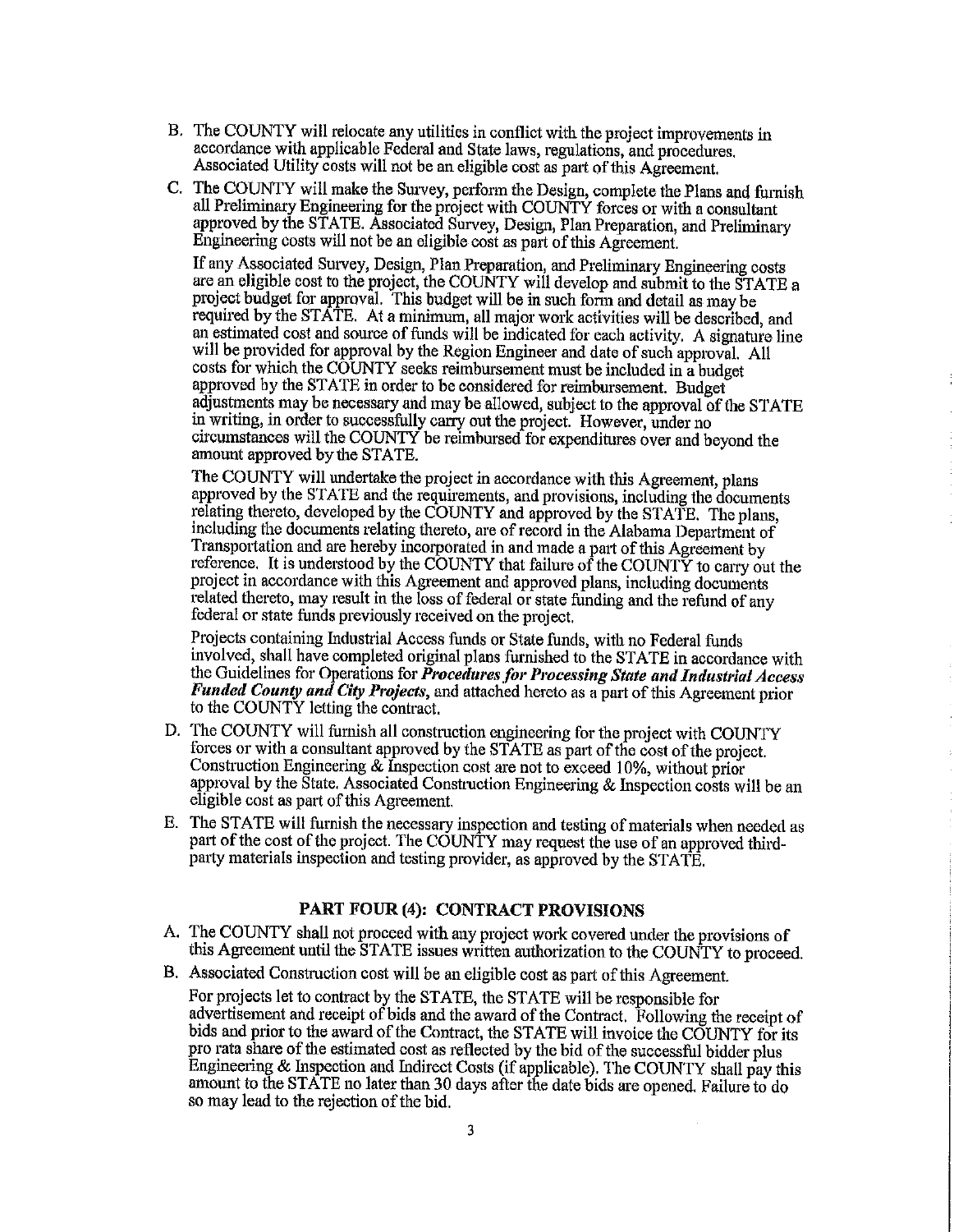B. The COUNTY will relocate any utilities in conflict with the project improvements in accordance with applicable Federal and State laws, regulations, and procedures. Associated Utility costs will not be an eligible cost as part of this Agreement.

C. The COUNTY will make the Survey, perform the Design, complete the Plans and furnish all Preliminary Engineering for the project with COUNTY forces or with a consultant approved by the STATE. Associated Survey, Design, Plan Preparation, and Preliminary Engineering costs will not be an eligible cost as part of this Agreement.

   If any Associated Survey, Design, Plan Preparation, and Preliminary Engineering costs are an eligible cost to the project, the COUNTY will develop and submit to the STATE a project budget for approval. This budget will be in such form and detail as may be required by the STATE. At a minimum, all major work activities will be described, and an estimated cost and source of funds will be indicated for each activity. A signature line will be provided for approval by the Region Engineer and date of such approval. All costs for which the COUNTY seeks reimbursement must be included in a budget approved by the STATE in order to be considered for reimbursement. Budget adjustments may be necessary and may be allowed, subject to the approval of the STATE in writing, in order to successfully carry out the project. However, under no circumstances will the COUNTY be reimbursed for expenditures over and beyond the amount approved by the STATE.

   The COUNTY will undertake the project in accordance with this Agreement, plans approved by the STATE and the requirements, and provisions, including the documents relating thereto, developed by the COUNTY and approved by the STATE. The plans, including the documents relating thereto, are of record in the Alabama Department of Transportation and are hereby incorporated in and made a part of this Agreement by reference. It is understood by the COUNTY that failure of the COUNTY to carry out the project in accordance with this Agreement and approved plans, including documents related thereto, may result in the loss of federal or state funding and the refund of any federal or state funds previously received on the project.

   Projects containing Industrial Access funds or State funds, with no Federal funds involved, shall have completed original plans furnished to the STATE in accordance with the Guidelines for Operations for ***Procedures for Processing State and Industrial Access Funded County and City Projects***, and attached hereto as a part of this Agreement prior to the COUNTY letting the contract.

D. The COUNTY will furnish all construction engineering for the project with COUNTY forces or with a consultant approved by the STATE as part of the cost of the project. Construction Engineering & Inspection cost are not to exceed 10%, without prior approval by the State. Associated Construction Engineering & Inspection costs will be an eligible cost as part of this Agreement.

E. The STATE will furnish the necessary inspection and testing of materials when needed as part of the cost of the project. The COUNTY may request the use of an approved third-party materials inspection and testing provider, as approved by the STATE.

## PART FOUR (4): CONTRACT PROVISIONS

A. The COUNTY shall not proceed with any project work covered under the provisions of this Agreement until the STATE issues written authorization to the COUNTY to proceed.

B. Associated Construction cost will be an eligible cost as part of this Agreement.

   For projects let to contract by the STATE, the STATE will be responsible for advertisement and receipt of bids and the award of the Contract. Following the receipt of bids and prior to the award of the Contract, the STATE will invoice the COUNTY for its pro rata share of the estimated cost as reflected by the bid of the successful bidder plus Engineering & Inspection and Indirect Costs (if applicable). The COUNTY shall pay this amount to the STATE no later than 30 days after the date bids are opened. Failure to do so may lead to the rejection of the bid.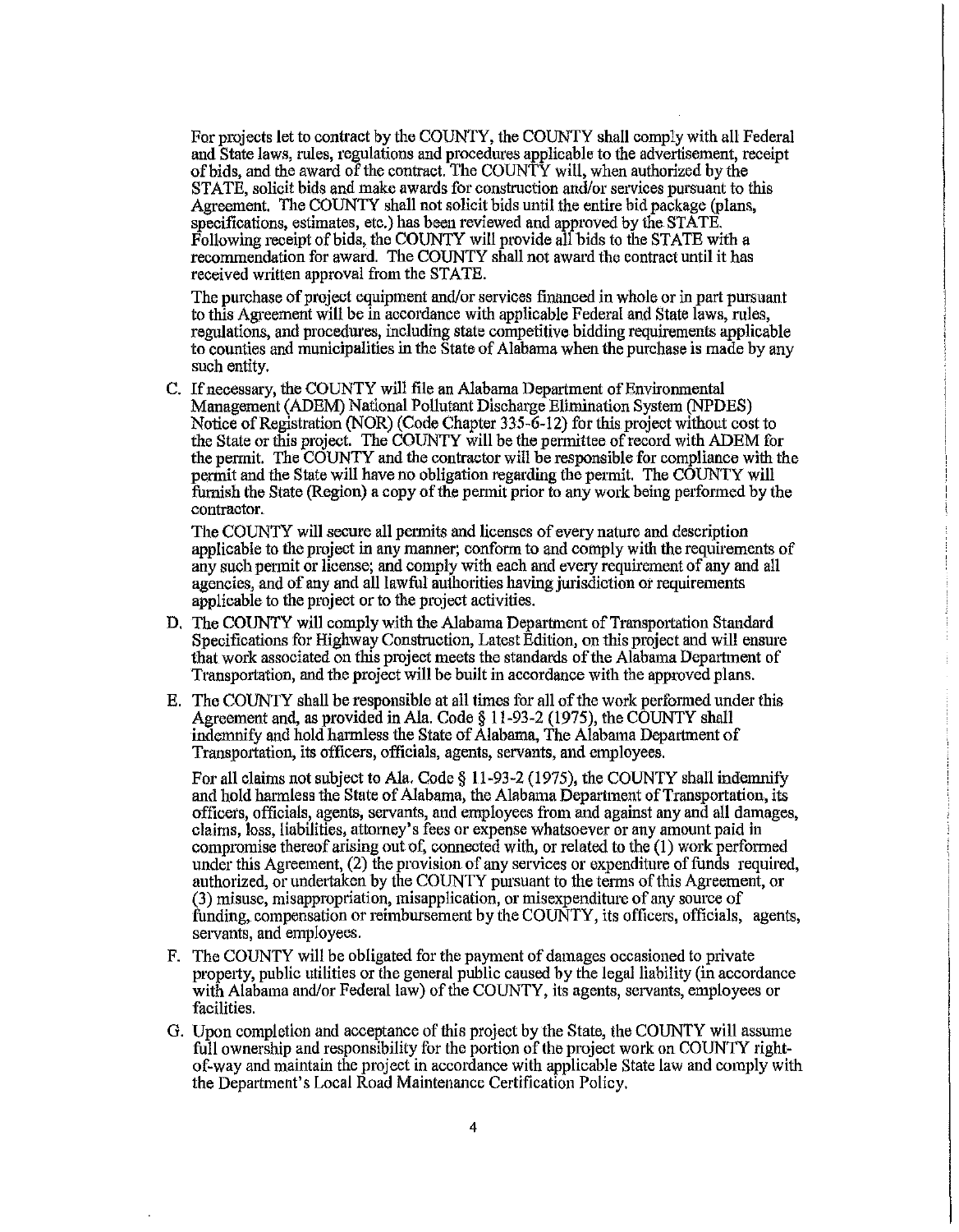For projects let to contract by the COUNTY, the COUNTY shall comply with all Federal and State laws, rules, regulations and procedures applicable to the advertisement, receipt of bids, and the award of the contract. The COUNTY will, when authorized by the STATE, solicit bids and make awards for construction and/or services pursuant to this Agreement. The COUNTY shall not solicit bids until the entire bid package (plans, specifications, estimates, etc.) has been reviewed and approved by the STATE. Following receipt of bids, the COUNTY will provide all bids to the STATE with a recommendation for award. The COUNTY shall not award the contract until it has received written approval from the STATE.

The purchase of project equipment and/or services financed in whole or in part pursuant to this Agreement will be in accordance with applicable Federal and State laws, rules, regulations, and procedures, including state competitive bidding requirements applicable to counties and municipalities in the State of Alabama when the purchase is made by any such entity.

C. If necessary, the COUNTY will file an Alabama Department of Environmental Management (ADEM) National Pollutant Discharge Elimination System (NPDES) Notice of Registration (NOR) (Code Chapter 335-6-12) for this project without cost to the State or this project. The COUNTY will be the permittee of record with ADEM for the permit. The COUNTY and the contractor will be responsible for compliance with the permit and the State will have no obligation regarding the permit. The COUNTY will furnish the State (Region) a copy of the permit prior to any work being performed by the contractor.

   The COUNTY will secure all permits and licenses of every nature and description applicable to the project in any manner; conform to and comply with the requirements of any such permit or license; and comply with each and every requirement of any and all agencies, and of any and all lawful authorities having jurisdiction or requirements applicable to the project or to the project activities.

D. The COUNTY will comply with the Alabama Department of Transportation Standard Specifications for Highway Construction, Latest Edition, on this project and will ensure that work associated on this project meets the standards of the Alabama Department of Transportation, and the project will be built in accordance with the approved plans.

E. The COUNTY shall be responsible at all times for all of the work performed under this Agreement and, as provided in Ala. Code § 11-93-2 (1975), the COUNTY shall indemnify and hold harmless the State of Alabama, The Alabama Department of Transportation, its officers, officials, agents, servants, and employees.

   For all claims not subject to Ala. Code § 11-93-2 (1975), the COUNTY shall indemnify and hold harmless the State of Alabama, the Alabama Department of Transportation, its officers, officials, agents, servants, and employees from and against any and all damages, claims, loss, liabilities, attorney's fees or expense whatsoever or any amount paid in compromise thereof arising out of, connected with, or related to the (1) work performed under this Agreement, (2) the provision of any services or expenditure of funds required, authorized, or undertaken by the COUNTY pursuant to the terms of this Agreement, or (3) misuse, misappropriation, misapplication, or misexpenditure of any source of funding, compensation or reimbursement by the COUNTY, its officers, officials, agents, servants, and employees.

F. The COUNTY will be obligated for the payment of damages occasioned to private property, public utilities or the general public caused by the legal liability (in accordance with Alabama and/or Federal law) of the COUNTY, its agents, servants, employees or facilities.

G. Upon completion and acceptance of this project by the State, the COUNTY will assume full ownership and responsibility for the portion of the project work on COUNTY right-of-way and maintain the project in accordance with applicable State law and comply with the Department's Local Road Maintenance Certification Policy.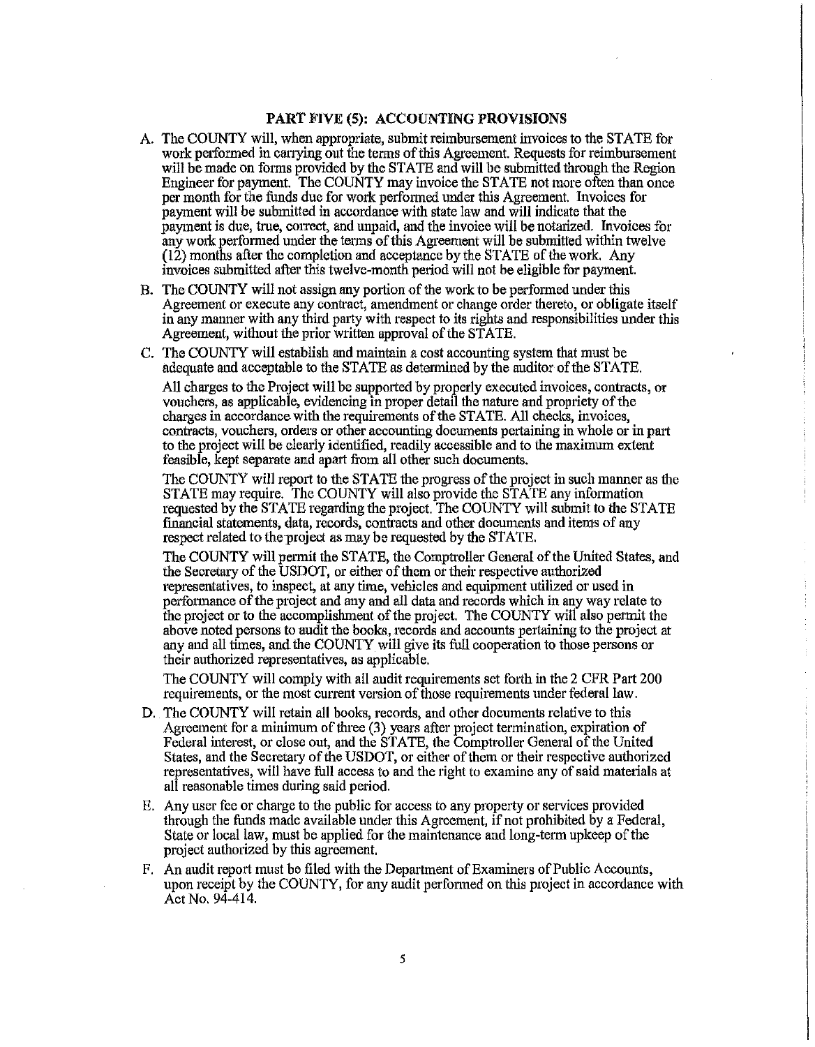## PART FIVE (5): ACCOUNTING PROVISIONS

A. The COUNTY will, when appropriate, submit reimbursement invoices to the STATE for work performed in carrying out the terms of this Agreement. Requests for reimbursement will be made on forms provided by the STATE and will be submitted through the Region Engineer for payment. The COUNTY may invoice the STATE not more often than once per month for the funds due for work performed under this Agreement. Invoices for payment will be submitted in accordance with state law and will indicate that the payment is due, true, correct, and unpaid, and the invoice will be notarized. Invoices for any work performed under the terms of this Agreement will be submitted within twelve (12) months after the completion and acceptance by the STATE of the work. Any invoices submitted after this twelve-month period will not be eligible for payment.

B. The COUNTY will not assign any portion of the work to be performed under this Agreement or execute any contract, amendment or change order thereto, or obligate itself in any manner with any third party with respect to its rights and responsibilities under this Agreement, without the prior written approval of the STATE.

C. The COUNTY will establish and maintain a cost accounting system that must be adequate and acceptable to the STATE as determined by the auditor of the STATE.

   All charges to the Project will be supported by properly executed invoices, contracts, or vouchers, as applicable, evidencing in proper detail the nature and propriety of the charges in accordance with the requirements of the STATE. All checks, invoices, contracts, vouchers, orders or other accounting documents pertaining in whole or in part to the project will be clearly identified, readily accessible and to the maximum extent feasible, kept separate and apart from all other such documents.

   The COUNTY will report to the STATE the progress of the project in such manner as the STATE may require. The COUNTY will also provide the STATE any information requested by the STATE regarding the project. The COUNTY will submit to the STATE financial statements, data, records, contracts and other documents and items of any respect related to the project as may be requested by the STATE.

   The COUNTY will permit the STATE, the Comptroller General of the United States, and the Secretary of the USDOT, or either of them or their respective authorized representatives, to inspect, at any time, vehicles and equipment utilized or used in performance of the project and any and all data and records which in any way relate to the project or to the accomplishment of the project. The COUNTY will also permit the above noted persons to audit the books, records and accounts pertaining to the project at any and all times, and the COUNTY will give its full cooperation to those persons or their authorized representatives, as applicable.

   The COUNTY will comply with all audit requirements set forth in the 2 CFR Part 200 requirements, or the most current version of those requirements under federal law.

D. The COUNTY will retain all books, records, and other documents relative to this Agreement for a minimum of three (3) years after project termination, expiration of Federal interest, or close out, and the STATE, the Comptroller General of the United States, and the Secretary of the USDOT, or either of them or their respective authorized representatives, will have full access to and the right to examine any of said materials at all reasonable times during said period.

E. Any user fee or charge to the public for access to any property or services provided through the funds made available under this Agreement, if not prohibited by a Federal, State or local law, must be applied for the maintenance and long-term upkeep of the project authorized by this agreement.

F. An audit report must be filed with the Department of Examiners of Public Accounts, upon receipt by the COUNTY, for any audit performed on this project in accordance with Act No. 94-414.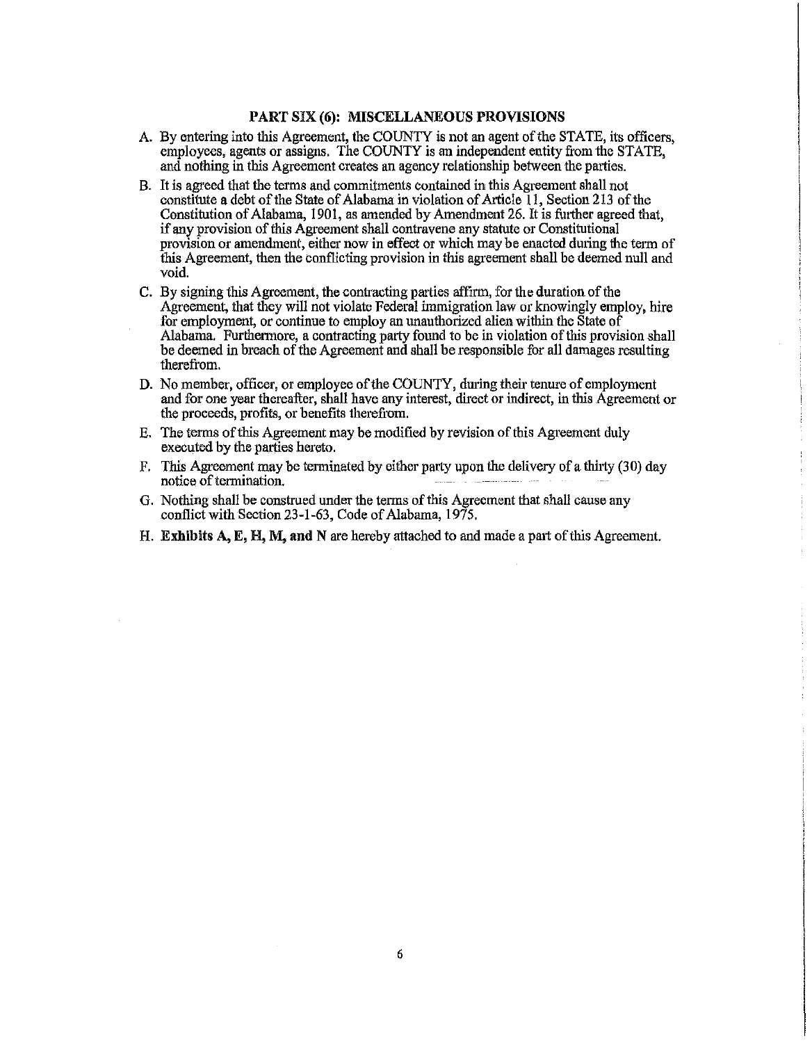## PART SIX (6): MISCELLANEOUS PROVISIONS

A. By entering into this Agreement, the COUNTY is not an agent of the STATE, its officers, employees, agents or assigns. The COUNTY is an independent entity from the STATE, and nothing in this Agreement creates an agency relationship between the parties.

B. It is agreed that the terms and commitments contained in this Agreement shall not constitute a debt of the State of Alabama in violation of Article 11, Section 213 of the Constitution of Alabama, 1901, as amended by Amendment 26. It is further agreed that, if any provision of this Agreement shall contravene any statute or Constitutional provision or amendment, either now in effect or which may be enacted during the term of this Agreement, then the conflicting provision in this agreement shall be deemed null and void.

C. By signing this Agreement, the contracting parties affirm, for the duration of the Agreement, that they will not violate Federal immigration law or knowingly employ, hire for employment, or continue to employ an unauthorized alien within the State of Alabama. Furthermore, a contracting party found to be in violation of this provision shall be deemed in breach of the Agreement and shall be responsible for all damages resulting therefrom.

D. No member, officer, or employee of the COUNTY, during their tenure of employment and for one year thereafter, shall have any interest, direct or indirect, in this Agreement or the proceeds, profits, or benefits therefrom.

E. The terms of this Agreement may be modified by revision of this Agreement duly executed by the parties hereto.

F. This Agreement may be terminated by either party upon the delivery of a thirty (30) day notice of termination.

G. Nothing shall be construed under the terms of this Agreement that shall cause any conflict with Section 23-1-63, Code of Alabama, 1975.

H. **Exhibits A, E, H, M, and N** are hereby attached to and made a part of this Agreement.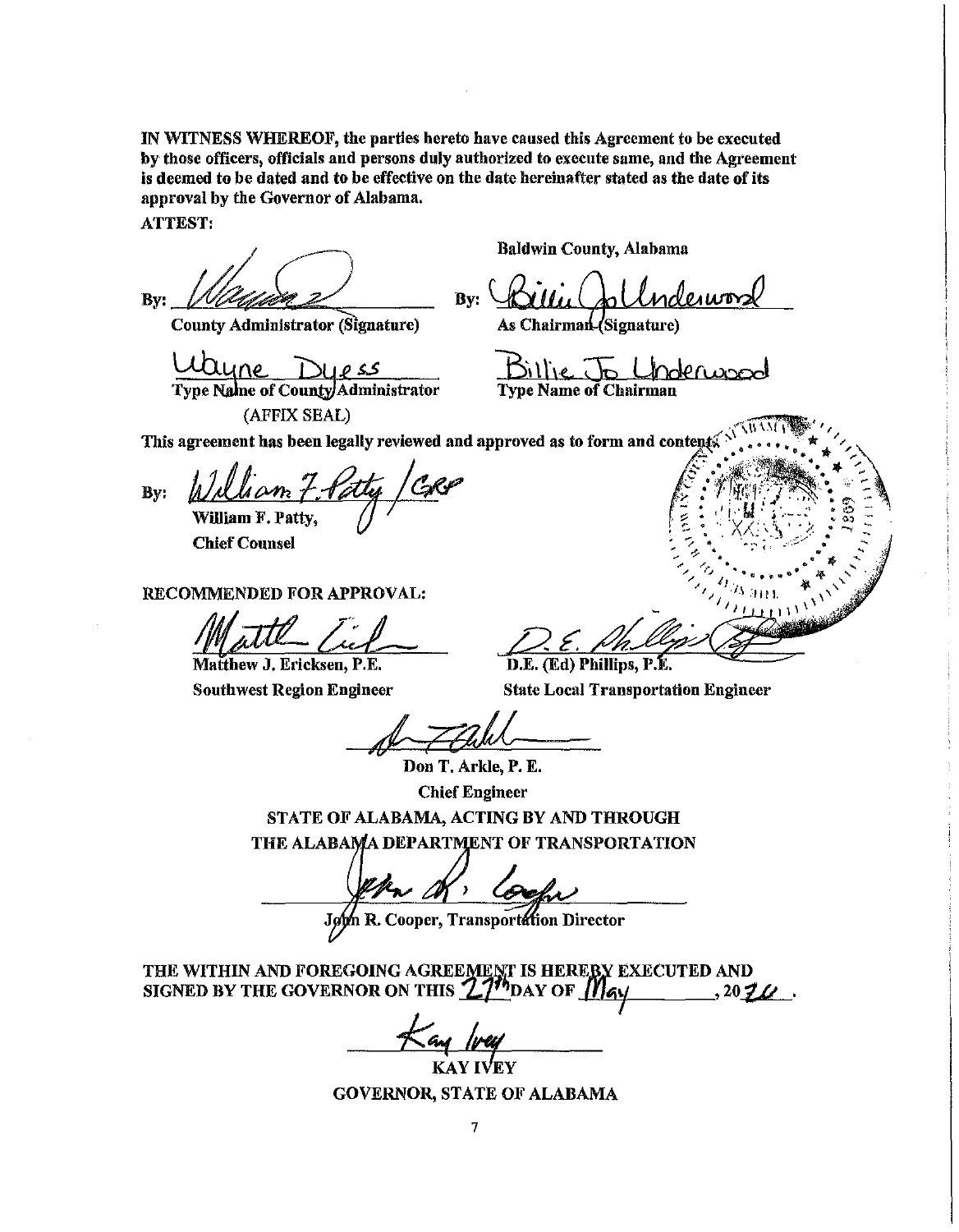**IN WITNESS WHEREOF, the parties hereto have caused this Agreement to be executed by those officers, officials and persons duly authorized to execute same, and the Agreement is deemed to be dated and to be effective on the date hereinafter stated as the date of its approval by the Governor of Alabama.**

**ATTEST:**

**Baldwin County, Alabama**

By: ____________________
**County Administrator (Signature)**

Wayne Dyess
**Type Name of County Administrator**

(AFFIX SEAL)

By: ____________________
**As Chairman (Signature)**

Billie Jo Underwood
**Type Name of Chairman**

**This agreement has been legally reviewed and approved as to form and content:**

By: ____________________
**William F. Patty,**
**Chief Counsel**

**RECOMMENDED FOR APPROVAL:**

____________________
**Matthew J. Ericksen, P.E.**
**Southwest Region Engineer**

____________________
**D.E. (Ed) Phillips, P.E.**
**State Local Transportation Engineer**

____________________
**Don T. Arkle, P. E.**
**Chief Engineer**

**STATE OF ALABAMA, ACTING BY AND THROUGH THE ALABAMA DEPARTMENT OF TRANSPORTATION**

____________________
**John R. Cooper, Transportation Director**

**THE WITHIN AND FOREGOING AGREEMENT IS HEREBY EXECUTED AND SIGNED BY THE GOVERNOR ON THIS** 27th **DAY OF** May **, 20**20 **.**

____________________
**KAY IVEY**
**GOVERNOR, STATE OF ALABAMA**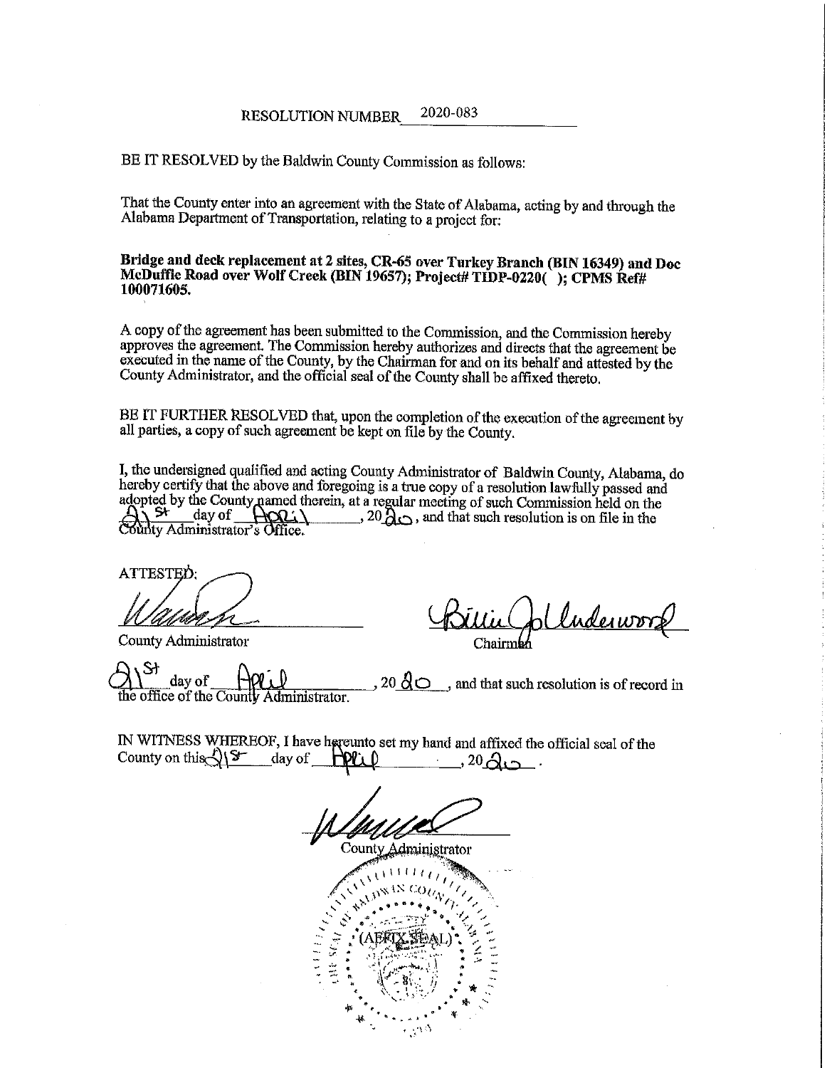RESOLUTION NUMBER 2020-083

BE IT RESOLVED by the Baldwin County Commission as follows:

That the County enter into an agreement with the State of Alabama, acting by and through the Alabama Department of Transportation, relating to a project for:

**Bridge and deck replacement at 2 sites, CR-65 over Turkey Branch (BIN 16349) and Doc McDuffie Road over Wolf Creek (BIN 19657); Project# TIDP-0220( ); CPMS Ref# 100071605.**

A copy of the agreement has been submitted to the Commission, and the Commission hereby approves the agreement. The Commission hereby authorizes and directs that the agreement be executed in the name of the County, by the Chairman for and on its behalf and attested by the County Administrator, and the official seal of the County shall be affixed thereto.

BE IT FURTHER RESOLVED that, upon the completion of the execution of the agreement by all parties, a copy of such agreement be kept on file by the County.

I, the undersigned qualified and acting County Administrator of Baldwin County, Alabama, do hereby certify that the above and foregoing is a true copy of a resolution lawfully passed and adopted by the County named therein, at a regular meeting of such Commission held on the 21st day of April, 2020, and that such resolution is on file in the County Administrator's Office.

ATTESTED:

County Administrator

Chairman

21st day of April, 2020, and that such resolution is of record in the office of the County Administrator.

IN WITNESS WHEREOF, I have hereunto set my hand and affixed the official seal of the County on this 21st day of April, 2020.

County Administrator

(AFFIX SEAL)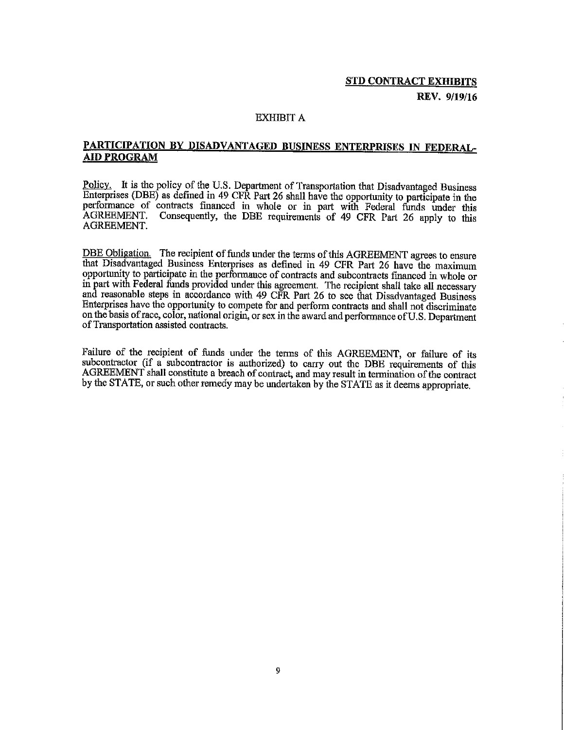**STD CONTRACT EXHIBITS**

**REV. 9/19/16**

EXHIBIT A

## PARTICIPATION BY DISADVANTAGED BUSINESS ENTERPRISES IN FEDERAL-AID PROGRAM

Policy. It is the policy of the U.S. Department of Transportation that Disadvantaged Business Enterprises (DBE) as defined in 49 CFR Part 26 shall have the opportunity to participate in the performance of contracts financed in whole or in part with Federal funds under this AGREEMENT. Consequently, the DBE requirements of 49 CFR Part 26 apply to this AGREEMENT.

DBE Obligation. The recipient of funds under the terms of this AGREEMENT agrees to ensure that Disadvantaged Business Enterprises as defined in 49 CFR Part 26 have the maximum opportunity to participate in the performance of contracts and subcontracts financed in whole or in part with Federal funds provided under this agreement. The recipient shall take all necessary and reasonable steps in accordance with 49 CFR Part 26 to see that Disadvantaged Business Enterprises have the opportunity to compete for and perform contracts and shall not discriminate on the basis of race, color, national origin, or sex in the award and performance of U.S. Department of Transportation assisted contracts.

Failure of the recipient of funds under the terms of this AGREEMENT, or failure of its subcontractor (if a subcontractor is authorized) to carry out the DBE requirements of this AGREEMENT shall constitute a breach of contract, and may result in termination of the contract by the STATE, or such other remedy may be undertaken by the STATE as it deems appropriate.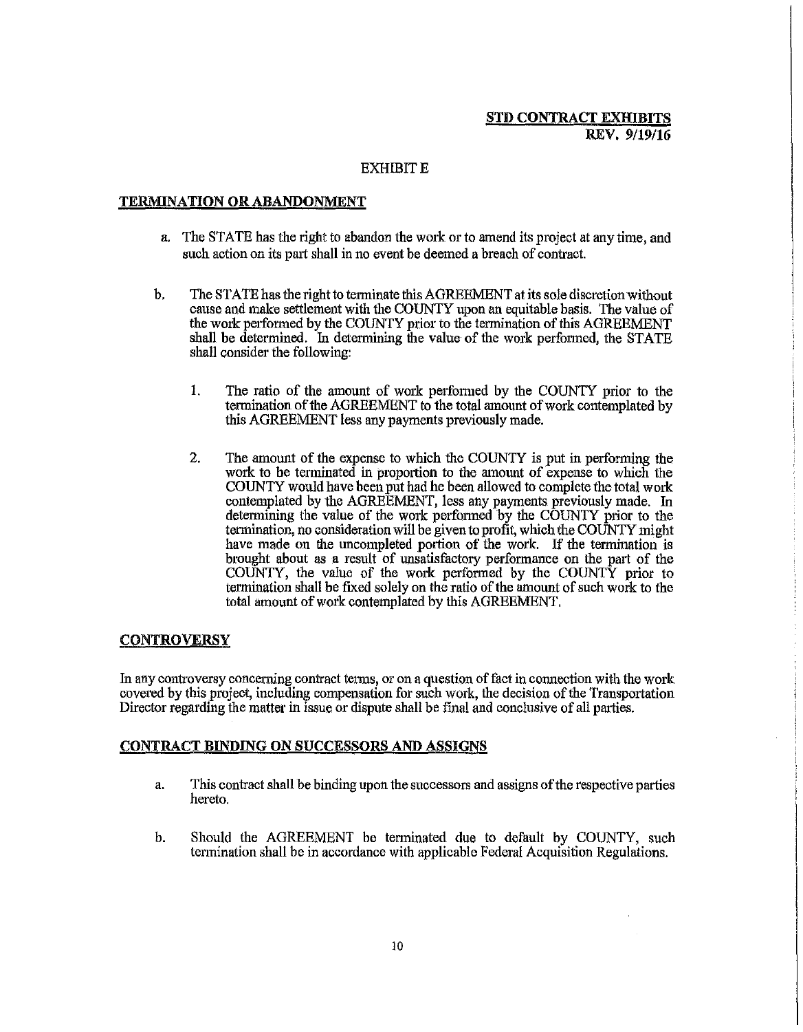**STD CONTRACT EXHIBITS**
**REV. 9/19/16**

EXHIBIT E

**TERMINATION OR ABANDONMENT**

a. The STATE has the right to abandon the work or to amend its project at any time, and such action on its part shall in no event be deemed a breach of contract.

b. The STATE has the right to terminate this AGREEMENT at its sole discretion without cause and make settlement with the COUNTY upon an equitable basis. The value of the work performed by the COUNTY prior to the termination of this AGREEMENT shall be determined. In determining the value of the work performed, the STATE shall consider the following:

   1. The ratio of the amount of work performed by the COUNTY prior to the termination of the AGREEMENT to the total amount of work contemplated by this AGREEMENT less any payments previously made.

   2. The amount of the expense to which the COUNTY is put in performing the work to be terminated in proportion to the amount of expense to which the COUNTY would have been put had he been allowed to complete the total work contemplated by the AGREEMENT, less any payments previously made. In determining the value of the work performed by the COUNTY prior to the termination, no consideration will be given to profit, which the COUNTY might have made on the uncompleted portion of the work. If the termination is brought about as a result of unsatisfactory performance on the part of the COUNTY, the value of the work performed by the COUNTY prior to termination shall be fixed solely on the ratio of the amount of such work to the total amount of work contemplated by this AGREEMENT.

**CONTROVERSY**

In any controversy concerning contract terms, or on a question of fact in connection with the work covered by this project, including compensation for such work, the decision of the Transportation Director regarding the matter in issue or dispute shall be final and conclusive of all parties.

**CONTRACT BINDING ON SUCCESSORS AND ASSIGNS**

a. This contract shall be binding upon the successors and assigns of the respective parties hereto.

b. Should the AGREEMENT be terminated due to default by COUNTY, such termination shall be in accordance with applicable Federal Acquisition Regulations.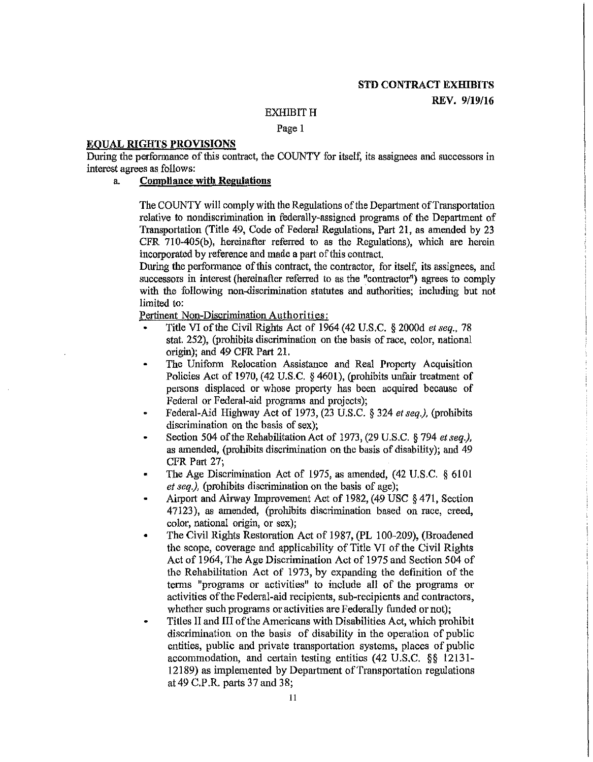**STD CONTRACT EXHIBITS**

**REV. 9/19/16**

EXHIBIT H

Page 1

**EQUAL RIGHTS PROVISIONS**

During the performance of this contract, the COUNTY for itself, its assignees and successors in interest agrees as follows:

a. **Compliance with Regulations**

The COUNTY will comply with the Regulations of the Department of Transportation relative to nondiscrimination in federally-assigned programs of the Department of Transportation (Title 49, Code of Federal Regulations, Part 21, as amended by 23 CFR 710-405(b), hereinafter referred to as the Regulations), which are herein incorporated by reference and made a part of this contract.

During the performance of this contract, the contractor, for itself, its assignees, and successors in interest (hereinafter referred to as the "contractor") agrees to comply with the following non-discrimination statutes and authorities; including but not limited to:

Pertinent Non-Discrimination Authorities:

- Title VI of the Civil Rights Act of 1964 (42 U.S.C. § 2000d *et seq.*, 78 stat. 252), (prohibits discrimination on the basis of race, color, national origin); and 49 CFR Part 21.
- The Uniform Relocation Assistance and Real Property Acquisition Policies Act of 1970, (42 U.S.C. § 4601), (prohibits unfair treatment of persons displaced or whose property has been acquired because of Federal or Federal-aid programs and projects);
- Federal-Aid Highway Act of 1973, (23 U.S.C. § 324 *et seq.),* (prohibits discrimination on the basis of sex);
- Section 504 of the Rehabilitation Act of 1973, (29 U.S.C. § 794 *et seq.),* as amended, (prohibits discrimination on the basis of disability); and 49 CFR Part 27;
- The Age Discrimination Act of 1975, as amended, (42 U.S.C. § 6101 *et seq.),* (prohibits discrimination on the basis of age);
- Airport and Airway Improvement Act of 1982, (49 USC § 471, Section 47123), as amended, (prohibits discrimination based on race, creed, color, national origin, or sex);
- The Civil Rights Restoration Act of 1987, (PL 100-209), (Broadened the scope, coverage and applicability of Title VI of the Civil Rights Act of 1964, The Age Discrimination Act of 1975 and Section 504 of the Rehabilitation Act of 1973, by expanding the definition of the terms "programs or activities" to include all of the programs or activities of the Federal-aid recipients, sub-recipients and contractors, whether such programs or activities are Federally funded or not);
- Titles II and III of the Americans with Disabilities Act, which prohibit discrimination on the basis of disability in the operation of public entities, public and private transportation systems, places of public accommodation, and certain testing entities (42 U.S.C. §§ 12131-12189) as implemented by Department of Transportation regulations at 49 C.P.R. parts 37 and 38;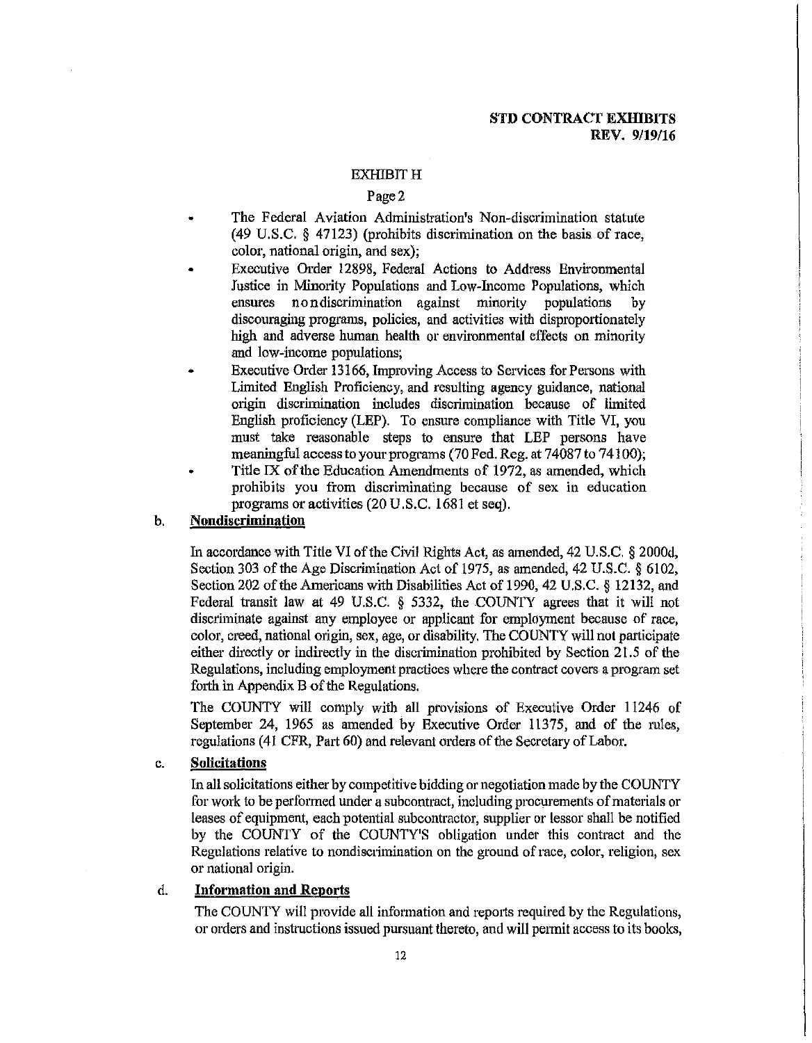EXHIBIT H

Page 2

- The Federal Aviation Administration's Non-discrimination statute (49 U.S.C. § 47123) (prohibits discrimination on the basis of race, color, national origin, and sex);
- Executive Order 12898, Federal Actions to Address Environmental Justice in Minority Populations and Low-Income Populations, which ensures nondiscrimination against minority populations by discouraging programs, policies, and activities with disproportionately high and adverse human health or environmental effects on minority and low-income populations;
- Executive Order 13166, Improving Access to Services for Persons with Limited English Proficiency, and resulting agency guidance, national origin discrimination includes discrimination because of limited English proficiency (LEP). To ensure compliance with Title VI, you must take reasonable steps to ensure that LEP persons have meaningful access to your programs (70 Fed. Reg. at 74087 to 74100);
- Title IX of the Education Amendments of 1972, as amended, which prohibits you from discriminating because of sex in education programs or activities (20 U.S.C. 1681 et seq).

b. **Nondiscrimination**

In accordance with Title VI of the Civil Rights Act, as amended, 42 U.S.C. § 2000d, Section 303 of the Age Discrimination Act of 1975, as amended, 42 U.S.C. § 6102, Section 202 of the Americans with Disabilities Act of 1990, 42 U.S.C. § 12132, and Federal transit law at 49 U.S.C. § 5332, the COUNTY agrees that it will not discriminate against any employee or applicant for employment because of race, color, creed, national origin, sex, age, or disability. The COUNTY will not participate either directly or indirectly in the discrimination prohibited by Section 21.5 of the Regulations, including employment practices where the contract covers a program set forth in Appendix B of the Regulations.

The COUNTY will comply with all provisions of Executive Order 11246 of September 24, 1965 as amended by Executive Order 11375, and of the rules, regulations (41 CFR, Part 60) and relevant orders of the Secretary of Labor.

c. **Solicitations**

In all solicitations either by competitive bidding or negotiation made by the COUNTY for work to be performed under a subcontract, including procurements of materials or leases of equipment, each potential subcontractor, supplier or lessor shall be notified by the COUNTY of the COUNTY'S obligation under this contract and the Regulations relative to nondiscrimination on the ground of race, color, religion, sex or national origin.

d. **Information and Reports**

The COUNTY will provide all information and reports required by the Regulations, or orders and instructions issued pursuant thereto, and will permit access to its books,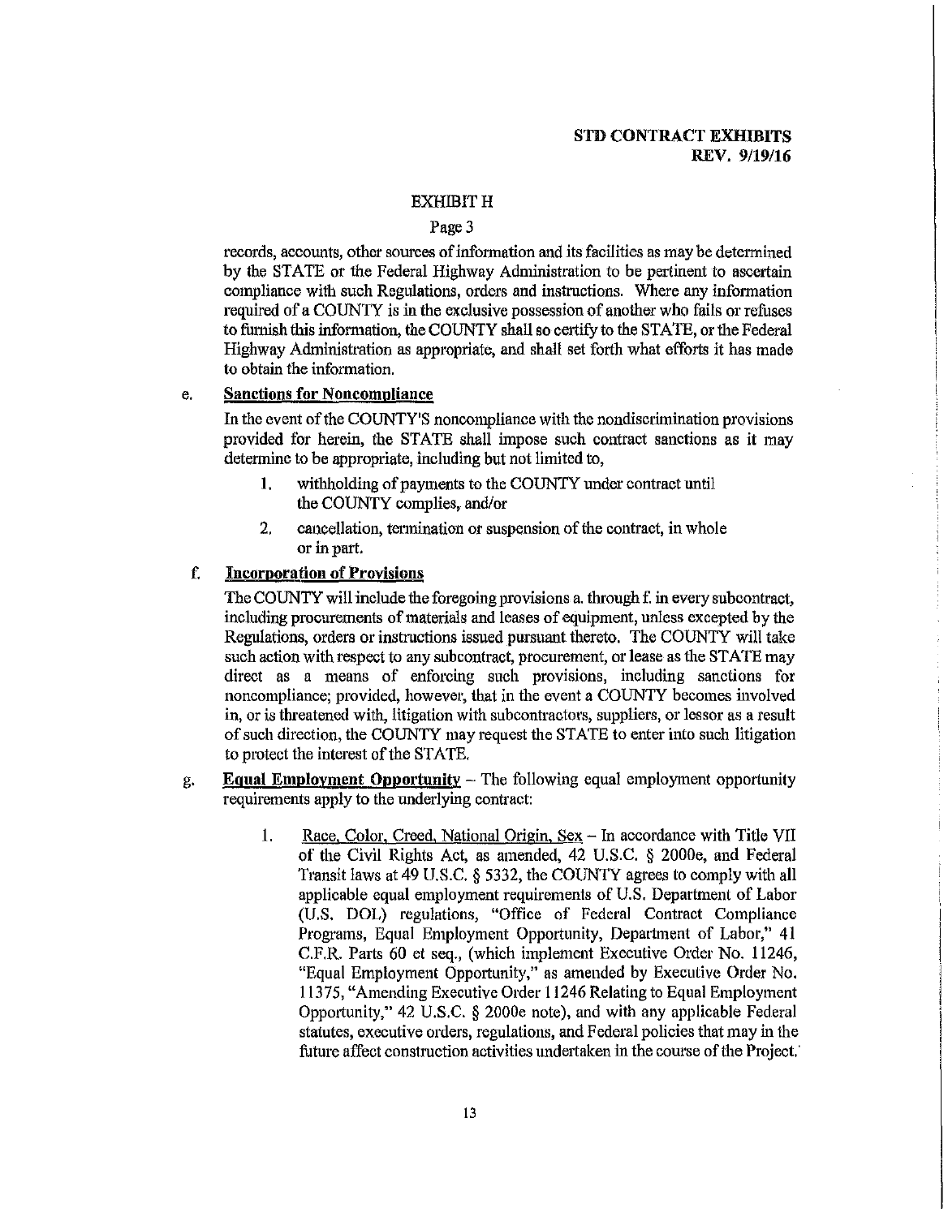EXHIBIT H

Page 3

records, accounts, other sources of information and its facilities as may be determined by the STATE or the Federal Highway Administration to be pertinent to ascertain compliance with such Regulations, orders and instructions. Where any information required of a COUNTY is in the exclusive possession of another who fails or refuses to furnish this information, the COUNTY shall so certify to the STATE, or the Federal Highway Administration as appropriate, and shall set forth what efforts it has made to obtain the information.

e. **Sanctions for Noncompliance**

In the event of the COUNTY'S noncompliance with the nondiscrimination provisions provided for herein, the STATE shall impose such contract sanctions as it may determine to be appropriate, including but not limited to,

1. withholding of payments to the COUNTY under contract until the COUNTY complies, and/or
2. cancellation, termination or suspension of the contract, in whole or in part.

f. **Incorporation of Provisions**

The COUNTY will include the foregoing provisions a. through f. in every subcontract, including procurements of materials and leases of equipment, unless excepted by the Regulations, orders or instructions issued pursuant thereto. The COUNTY will take such action with respect to any subcontract, procurement, or lease as the STATE may direct as a means of enforcing such provisions, including sanctions for noncompliance; provided, however, that in the event a COUNTY becomes involved in, or is threatened with, litigation with subcontractors, suppliers, or lessor as a result of such direction, the COUNTY may request the STATE to enter into such litigation to protect the interest of the STATE.

g. **Equal Employment Opportunity** – The following equal employment opportunity requirements apply to the underlying contract:

1. Race, Color, Creed, National Origin, Sex – In accordance with Title VII of the Civil Rights Act, as amended, 42 U.S.C. § 2000e, and Federal Transit laws at 49 U.S.C. § 5332, the COUNTY agrees to comply with all applicable equal employment requirements of U.S. Department of Labor (U.S. DOL) regulations, "Office of Federal Contract Compliance Programs, Equal Employment Opportunity, Department of Labor," 41 C.F.R. Parts 60 et seq., (which implement Executive Order No. 11246, "Equal Employment Opportunity," as amended by Executive Order No. 11375, "Amending Executive Order 11246 Relating to Equal Employment Opportunity," 42 U.S.C. § 2000e note), and with any applicable Federal statutes, executive orders, regulations, and Federal policies that may in the future affect construction activities undertaken in the course of the Project.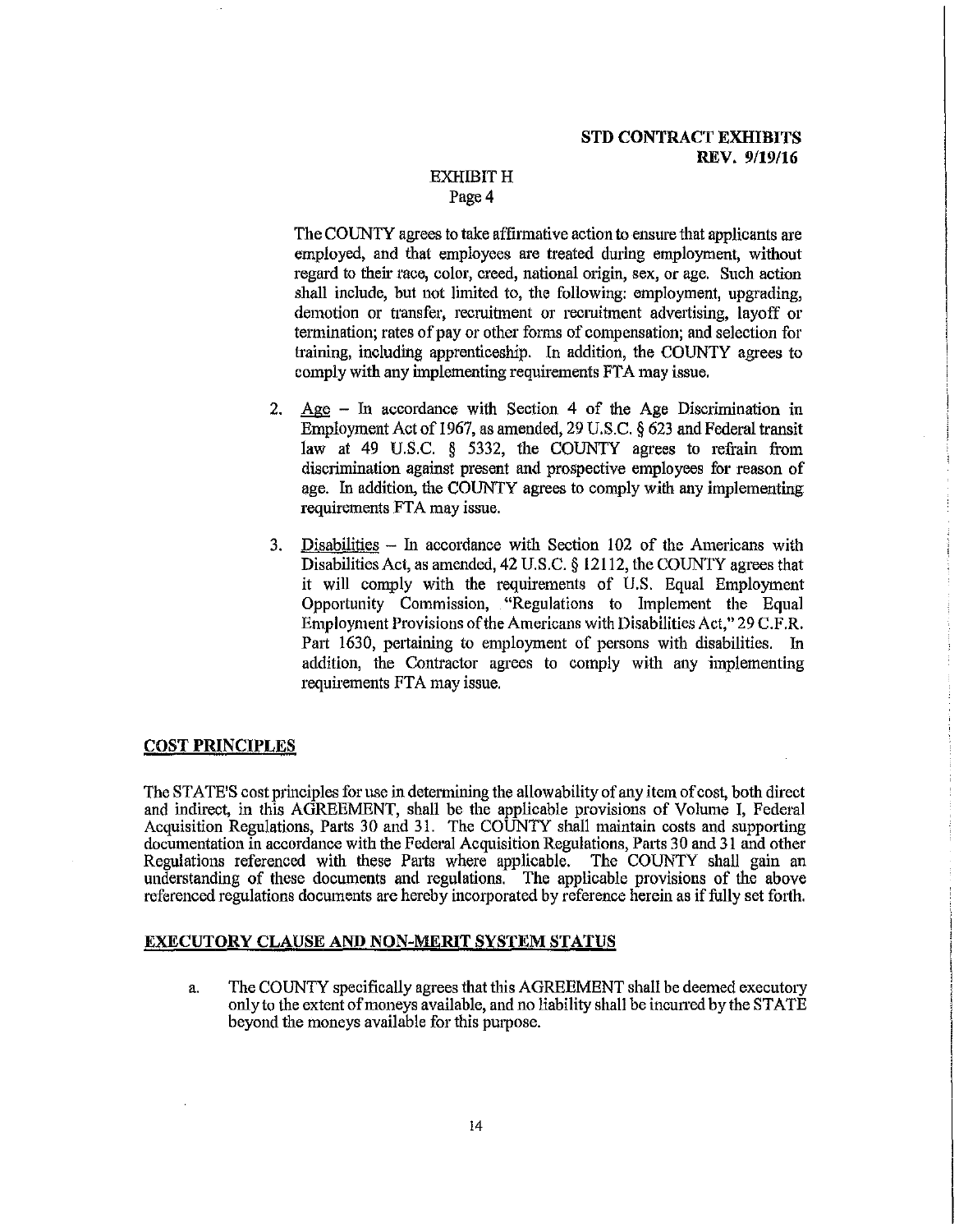**STD CONTRACT EXHIBITS**
**REV. 9/19/16**

EXHIBIT H
Page 4

The COUNTY agrees to take affirmative action to ensure that applicants are employed, and that employees are treated during employment, without regard to their race, color, creed, national origin, sex, or age. Such action shall include, but not limited to, the following: employment, upgrading, demotion or transfer, recruitment or recruitment advertising, layoff or termination; rates of pay or other forms of compensation; and selection for training, including apprenticeship. In addition, the COUNTY agrees to comply with any implementing requirements FTA may issue.

2. Age – In accordance with Section 4 of the Age Discrimination in Employment Act of 1967, as amended, 29 U.S.C. § 623 and Federal transit law at 49 U.S.C. § 5332, the COUNTY agrees to refrain from discrimination against present and prospective employees for reason of age. In addition, the COUNTY agrees to comply with any implementing requirements FTA may issue.

3. Disabilities – In accordance with Section 102 of the Americans with Disabilities Act, as amended, 42 U.S.C. § 12112, the COUNTY agrees that it will comply with the requirements of U.S. Equal Employment Opportunity Commission, "Regulations to Implement the Equal Employment Provisions of the Americans with Disabilities Act," 29 C.F.R. Part 1630, pertaining to employment of persons with disabilities. In addition, the Contractor agrees to comply with any implementing requirements FTA may issue.

## COST PRINCIPLES

The STATE'S cost principles for use in determining the allowability of any item of cost, both direct and indirect, in this AGREEMENT, shall be the applicable provisions of Volume I, Federal Acquisition Regulations, Parts 30 and 31. The COUNTY shall maintain costs and supporting documentation in accordance with the Federal Acquisition Regulations, Parts 30 and 31 and other Regulations referenced with these Parts where applicable. The COUNTY shall gain an understanding of these documents and regulations. The applicable provisions of the above referenced regulations documents are hereby incorporated by reference herein as if fully set forth.

## EXECUTORY CLAUSE AND NON-MERIT SYSTEM STATUS

a. The COUNTY specifically agrees that this AGREEMENT shall be deemed executory only to the extent of moneys available, and no liability shall be incurred by the STATE beyond the moneys available for this purpose.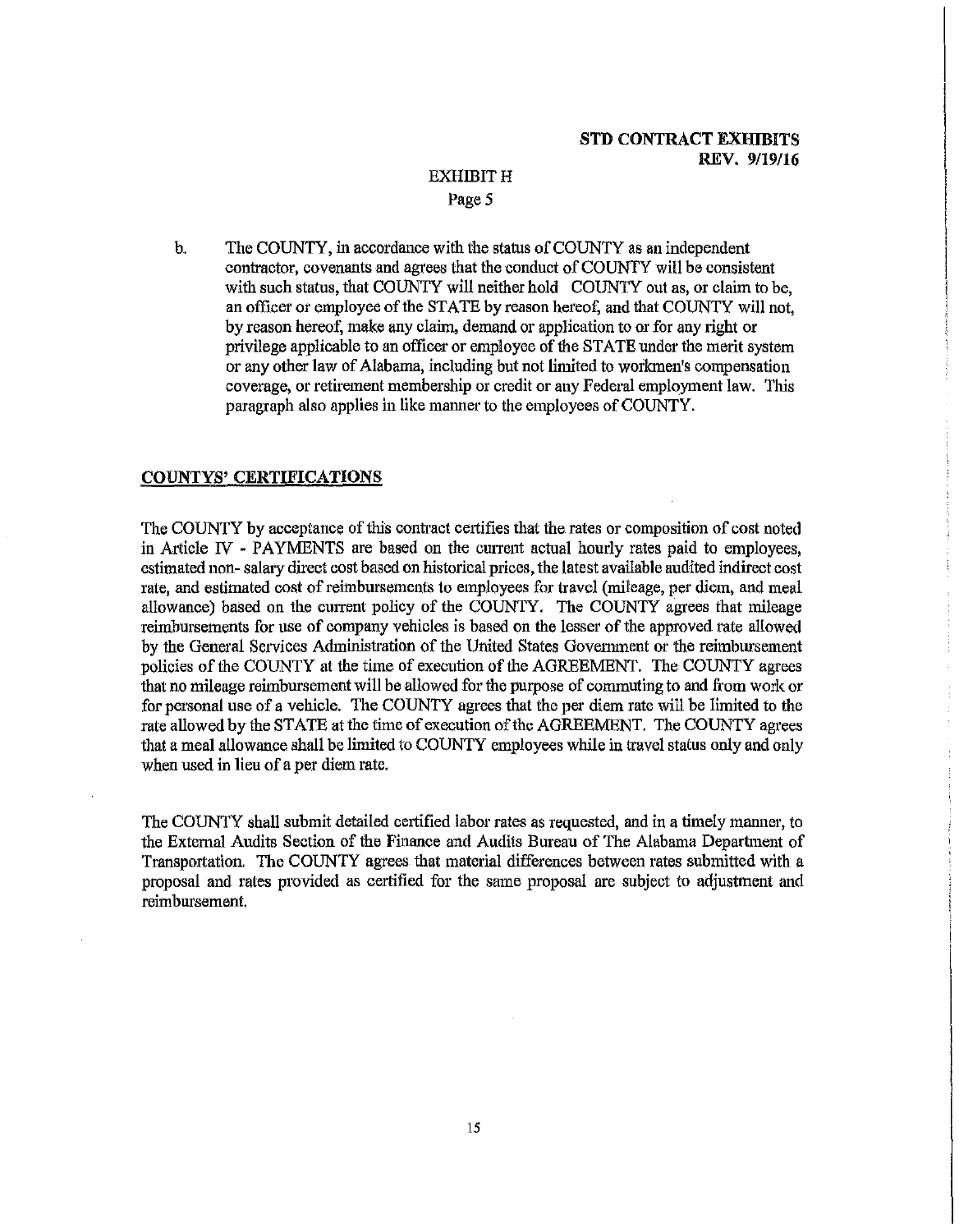**STD CONTRACT EXHIBITS**
**REV. 9/19/16**

EXHIBIT H
Page 5

b. The COUNTY, in accordance with the status of COUNTY as an independent contractor, covenants and agrees that the conduct of COUNTY will be consistent with such status, that COUNTY will neither hold COUNTY out as, or claim to be, an officer or employee of the STATE by reason hereof, and that COUNTY will not, by reason hereof, make any claim, demand or application to or for any right or privilege applicable to an officer or employee of the STATE under the merit system or any other law of Alabama, including but not limited to workmen's compensation coverage, or retirement membership or credit or any Federal employment law. This paragraph also applies in like manner to the employees of COUNTY.

**COUNTYS' CERTIFICATIONS**

The COUNTY by acceptance of this contract certifies that the rates or composition of cost noted in Article IV - PAYMENTS are based on the current actual hourly rates paid to employees, estimated non- salary direct cost based on historical prices, the latest available audited indirect cost rate, and estimated cost of reimbursements to employees for travel (mileage, per diem, and meal allowance) based on the current policy of the COUNTY. The COUNTY agrees that mileage reimbursements for use of company vehicles is based on the lesser of the approved rate allowed by the General Services Administration of the United States Government or the reimbursement policies of the COUNTY at the time of execution of the AGREEMENT. The COUNTY agrees that no mileage reimbursement will be allowed for the purpose of commuting to and from work or for personal use of a vehicle. The COUNTY agrees that the per diem rate will be limited to the rate allowed by the STATE at the time of execution of the AGREEMENT. The COUNTY agrees that a meal allowance shall be limited to COUNTY employees while in travel status only and only when used in lieu of a per diem rate.

The COUNTY shall submit detailed certified labor rates as requested, and in a timely manner, to the External Audits Section of the Finance and Audits Bureau of The Alabama Department of Transportation. The COUNTY agrees that material differences between rates submitted with a proposal and rates provided as certified for the same proposal are subject to adjustment and reimbursement.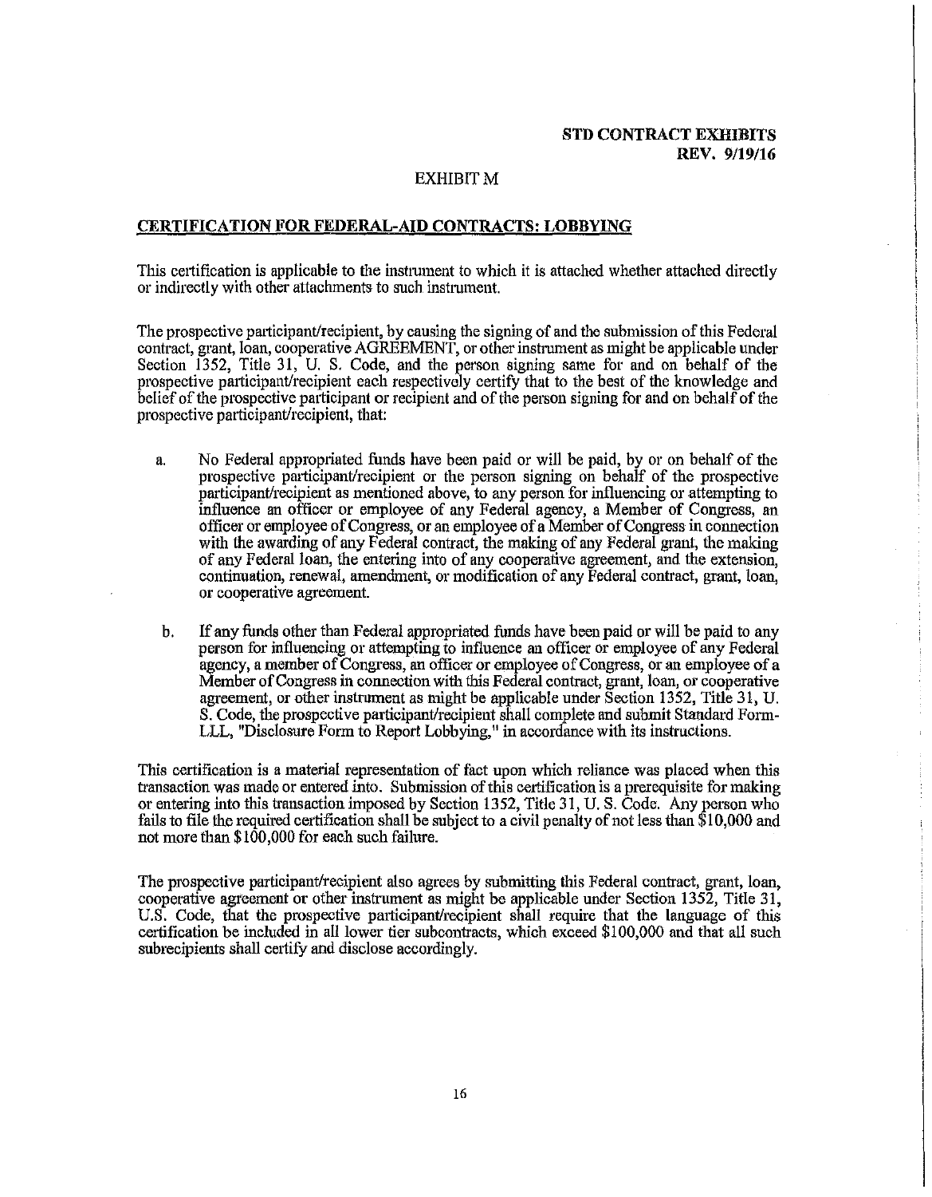**STD CONTRACT EXHIBITS**
**REV. 9/19/16**

EXHIBIT M

**CERTIFICATION FOR FEDERAL-AID CONTRACTS: LOBBYING**

This certification is applicable to the instrument to which it is attached whether attached directly or indirectly with other attachments to such instrument.

The prospective participant/recipient, by causing the signing of and the submission of this Federal contract, grant, loan, cooperative AGREEMENT, or other instrument as might be applicable under Section 1352, Title 31, U. S. Code, and the person signing same for and on behalf of the prospective participant/recipient each respectively certify that to the best of the knowledge and belief of the prospective participant or recipient and of the person signing for and on behalf of the prospective participant/recipient, that:

a. No Federal appropriated funds have been paid or will be paid, by or on behalf of the prospective participant/recipient or the person signing on behalf of the prospective participant/recipient as mentioned above, to any person for influencing or attempting to influence an officer or employee of any Federal agency, a Member of Congress, an officer or employee of Congress, or an employee of a Member of Congress in connection with the awarding of any Federal contract, the making of any Federal grant, the making of any Federal loan, the entering into of any cooperative agreement, and the extension, continuation, renewal, amendment, or modification of any Federal contract, grant, loan, or cooperative agreement.

b. If any funds other than Federal appropriated funds have been paid or will be paid to any person for influencing or attempting to influence an officer or employee of any Federal agency, a member of Congress, an officer or employee of Congress, or an employee of a Member of Congress in connection with this Federal contract, grant, loan, or cooperative agreement, or other instrument as might be applicable under Section 1352, Title 31, U. S. Code, the prospective participant/recipient shall complete and submit Standard Form-LLL, "Disclosure Form to Report Lobbying," in accordance with its instructions.

This certification is a material representation of fact upon which reliance was placed when this transaction was made or entered into. Submission of this certification is a prerequisite for making or entering into this transaction imposed by Section 1352, Title 31, U. S. Code. Any person who fails to file the required certification shall be subject to a civil penalty of not less than $10,000 and not more than $100,000 for each such failure.

The prospective participant/recipient also agrees by submitting this Federal contract, grant, loan, cooperative agreement or other instrument as might be applicable under Section 1352, Title 31, U.S. Code, that the prospective participant/recipient shall require that the language of this certification be included in all lower tier subcontracts, which exceed $100,000 and that all such subrecipients shall certify and disclose accordingly.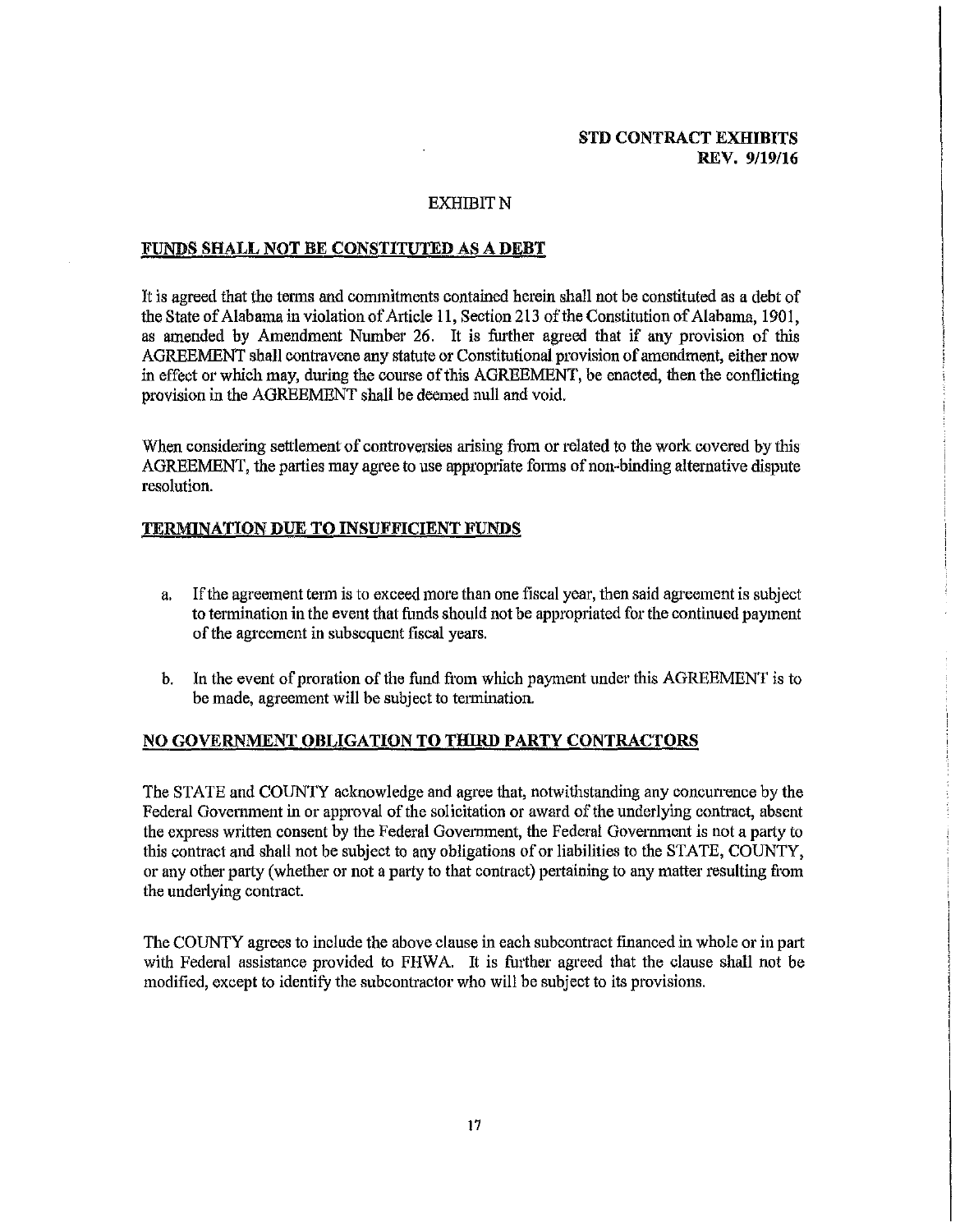**STD CONTRACT EXHIBITS**
**REV. 9/19/16**

EXHIBIT N

**FUNDS SHALL NOT BE CONSTITUTED AS A DEBT**

It is agreed that the terms and commitments contained herein shall not be constituted as a debt of the State of Alabama in violation of Article 11, Section 213 of the Constitution of Alabama, 1901, as amended by Amendment Number 26. It is further agreed that if any provision of this AGREEMENT shall contravene any statute or Constitutional provision of amendment, either now in effect or which may, during the course of this AGREEMENT, be enacted, then the conflicting provision in the AGREEMENT shall be deemed null and void.

When considering settlement of controversies arising from or related to the work covered by this AGREEMENT, the parties may agree to use appropriate forms of non-binding alternative dispute resolution.

**TERMINATION DUE TO INSUFFICIENT FUNDS**

a. If the agreement term is to exceed more than one fiscal year, then said agreement is subject to termination in the event that funds should not be appropriated for the continued payment of the agreement in subsequent fiscal years.

b. In the event of proration of the fund from which payment under this AGREEMENT is to be made, agreement will be subject to termination.

**NO GOVERNMENT OBLIGATION TO THIRD PARTY CONTRACTORS**

The STATE and COUNTY acknowledge and agree that, notwithstanding any concurrence by the Federal Government in or approval of the solicitation or award of the underlying contract, absent the express written consent by the Federal Government, the Federal Government is not a party to this contract and shall not be subject to any obligations of or liabilities to the STATE, COUNTY, or any other party (whether or not a party to that contract) pertaining to any matter resulting from the underlying contract.

The COUNTY agrees to include the above clause in each subcontract financed in whole or in part with Federal assistance provided to FHWA. It is further agreed that the clause shall not be modified, except to identify the subcontractor who will be subject to its provisions.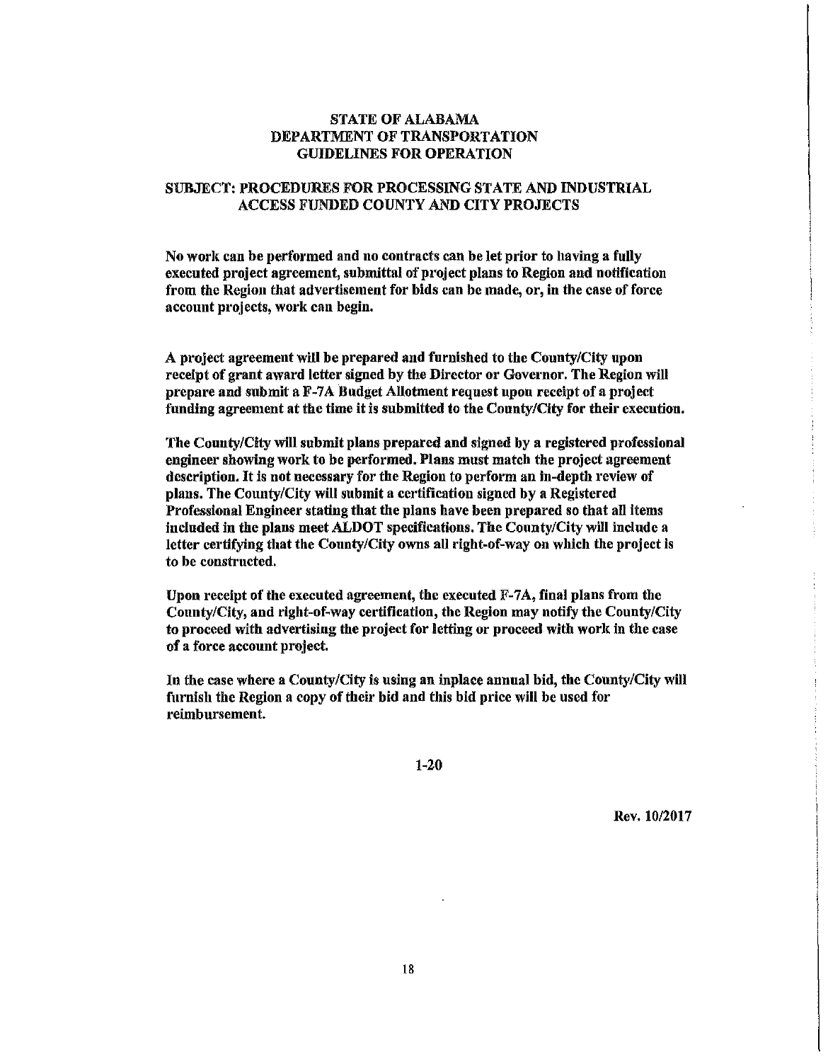# STATE OF ALABAMA
# DEPARTMENT OF TRANSPORTATION
# GUIDELINES FOR OPERATION

## SUBJECT: PROCEDURES FOR PROCESSING STATE AND INDUSTRIAL ACCESS FUNDED COUNTY AND CITY PROJECTS

**No work can be performed and no contracts can be let prior to having a fully executed project agreement, submittal of project plans to Region and notification from the Region that advertisement for bids can be made, or, in the case of force account projects, work can begin.**

**A project agreement will be prepared and furnished to the County/City upon receipt of grant award letter signed by the Director or Governor. The Region will prepare and submit a F-7A Budget Allotment request upon receipt of a project funding agreement at the time it is submitted to the County/City for their execution.**

**The County/City will submit plans prepared and signed by a registered professional engineer showing work to be performed. Plans must match the project agreement description. It is not necessary for the Region to perform an in-depth review of plans. The County/City will submit a certification signed by a Registered Professional Engineer stating that the plans have been prepared so that all items included in the plans meet ALDOT specifications. The County/City will include a letter certifying that the County/City owns all right-of-way on which the project is to be constructed.**

**Upon receipt of the executed agreement, the executed F-7A, final plans from the County/City, and right-of-way certification, the Region may notify the County/City to proceed with advertising the project for letting or proceed with work in the case of a force account project.**

**In the case where a County/City is using an inplace annual bid, the County/City will furnish the Region a copy of their bid and this bid price will be used for reimbursement.**

**1-20**

**Rev. 10/2017**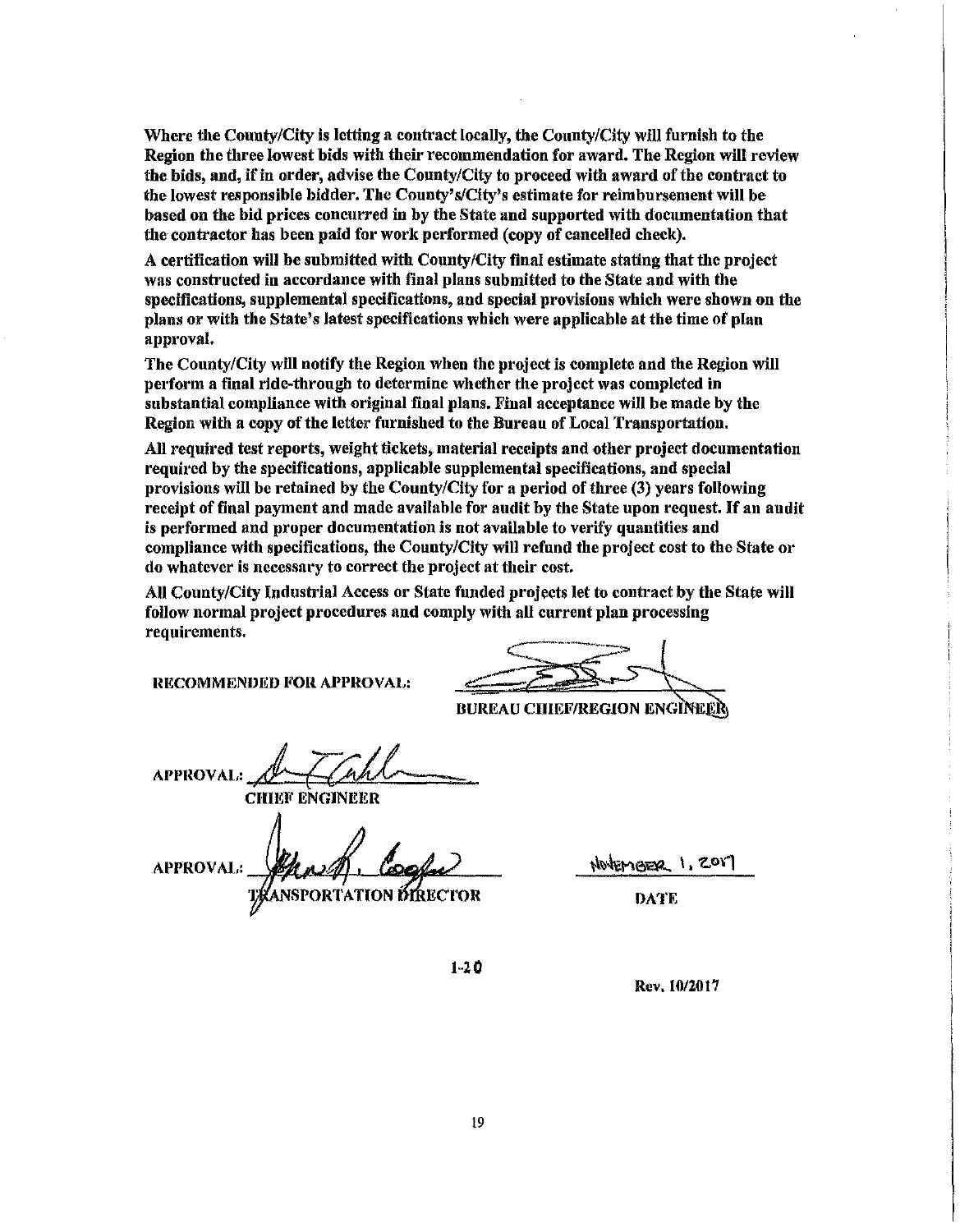Where the County/City is letting a contract locally, the County/City will furnish to the Region the three lowest bids with their recommendation for award. The Region will review the bids, and, if in order, advise the County/City to proceed with award of the contract to the lowest responsible bidder. The County's/City's estimate for reimbursement will be based on the bid prices concurred in by the State and supported with documentation that the contractor has been paid for work performed (copy of cancelled check).

A certification will be submitted with County/City final estimate stating that the project was constructed in accordance with final plans submitted to the State and with the specifications, supplemental specifications, and special provisions which were shown on the plans or with the State's latest specifications which were applicable at the time of plan approval.

The County/City will notify the Region when the project is complete and the Region will perform a final ride-through to determine whether the project was completed in substantial compliance with original final plans. Final acceptance will be made by the Region with a copy of the letter furnished to the Bureau of Local Transportation.

All required test reports, weight tickets, material receipts and other project documentation required by the specifications, applicable supplemental specifications, and special provisions will be retained by the County/City for a period of three (3) years following receipt of final payment and made available for audit by the State upon request. If an audit is performed and proper documentation is not available to verify quantities and compliance with specifications, the County/City will refund the project cost to the State or do whatever is necessary to correct the project at their cost.

All County/City Industrial Access or State funded projects let to contract by the State will follow normal project procedures and comply with all current plan processing requirements.

RECOMMENDED FOR APPROVAL: ______________________
BUREAU CHIEF/REGION ENGINEER

APPROVAL: ______________________
CHIEF ENGINEER

APPROVAL: ______________________
TRANSPORTATION DIRECTOR

November 1, 2017
DATE

1-20

Rev. 10/2017